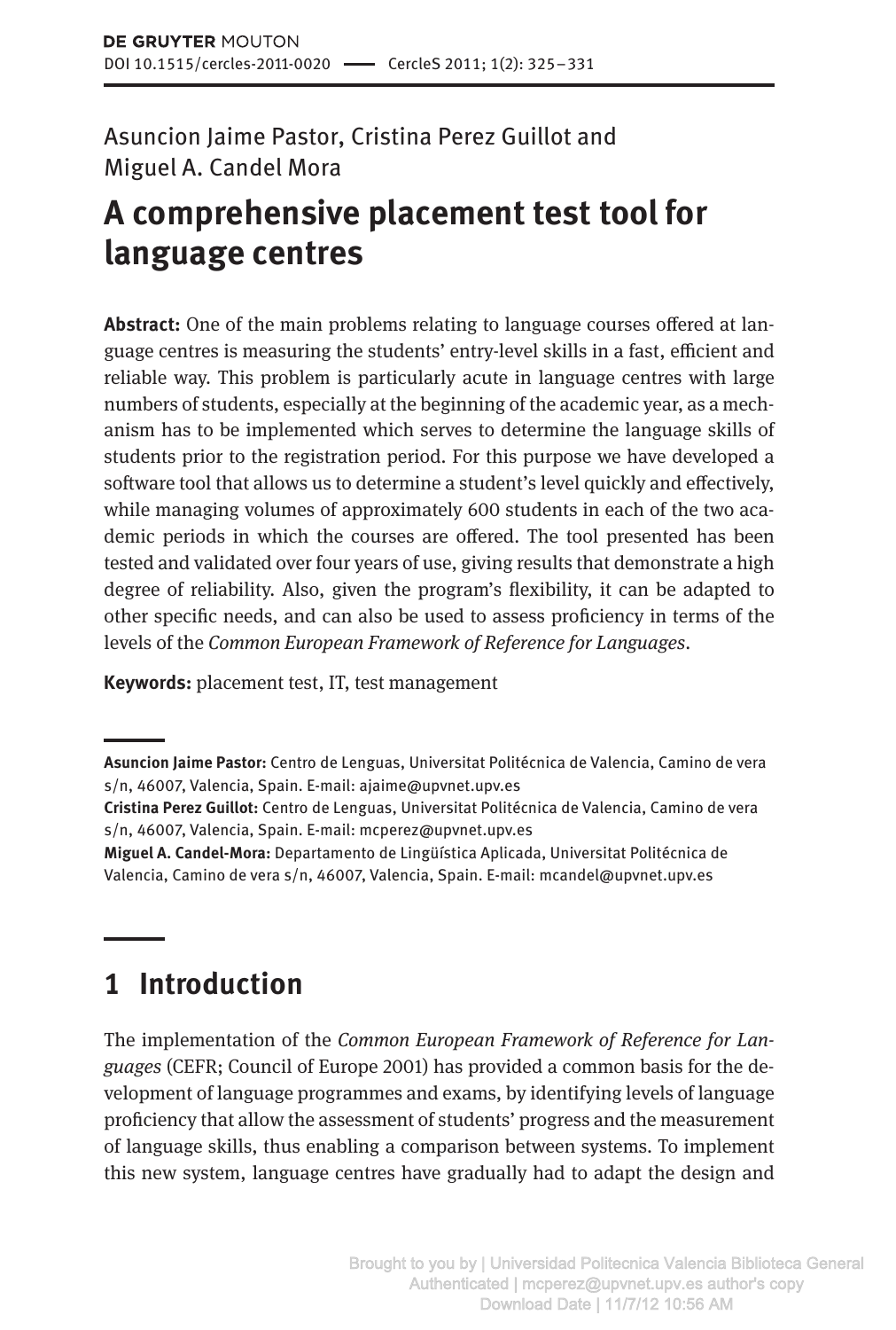Asuncion Jaime Pastor, Cristina Perez Guillot and Miguel A. Candel Mora

# A comprehensive placement test tool for language centres

**Abstract:** One of the main problems relating to language courses offered at language centres is measuring the students' entry-level skills in a fast, efficient and reliable way. This problem is particularly acute in language centres with large numbers of students, especially at the beginning of the academic year, as a mechanism has to be implemented which serves to determine the language skills of students prior to the registration period. For this purpose we have developed a software tool that allows us to determine a student's level quickly and effectively, while managing volumes of approximately 600 students in each of the two academic periods in which the courses are offered. The tool presented has been tested and validated over four years of use, giving results that demonstrate a high degree of reliability. Also, given the program's flexibility, it can be adapted to other specific needs, and can also be used to assess proficiency in terms of the levels of the *Common European Framework of Reference for Languages*.

**Keywords:** placement test, IT, test management

**Asuncion Jaime Pastor:** Centro de Lenguas, Universitat Politécnica de Valencia, Camino de vera s/n, 46007, Valencia, Spain. E-mail: ajaime@upvnet.upv.es

**Cristina Perez Guillot:** Centro de Lenguas, Universitat Politécnica de Valencia, Camino de vera s/n, 46007, Valencia, Spain. E-mail: mcperez@upvnet.upv.es

**Miguel A. Candel-Mora:** Departamento de Lingüística Aplicada, Universitat Politécnica de Valencia, Camino de vera s/n, 46007, Valencia, Spain. E-mail: mcandel@upvnet.upv.es

## 1 Introduction

The implementation of the *Common European Framework of Reference for Languages* (CEFR; Council of Europe 2001) has provided a common basis for the development of language programmes and exams, by identifying levels of language proficiency that allow the assessment of students' progress and the measurement of language skills, thus enabling a comparison between systems. To implement this new system, language centres have gradually had to adapt the design and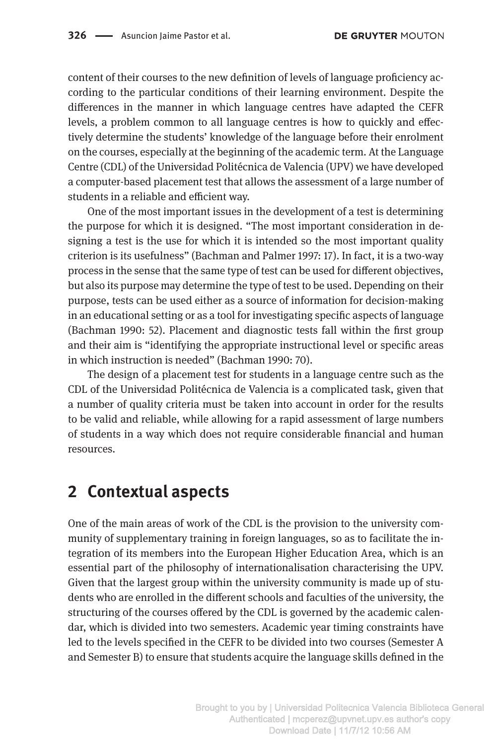content of their courses to the new definition of levels of language proficiency according to the particular conditions of their learning environment. Despite the differences in the manner in which language centres have adapted the CEFR levels, a problem common to all language centres is how to quickly and effectively determine the students' knowledge of the language before their enrolment on the courses, especially at the beginning of the academic term. At the Language Centre (CDL) of the Universidad Politécnica de Valencia (UPV) we have developed a computer-based placement test that allows the assessment of a large number of students in a reliable and efficient way.

One of the most important issues in the development of a test is determining the purpose for which it is designed. "The most important consideration in designing a test is the use for which it is intended so the most important quality criterion is its usefulness" (Bachman and Palmer 1997: 17). In fact, it is a two-way process in the sense that the same type of test can be used for different objectives, but also its purpose may determine the type of test to be used. Depending on their purpose, tests can be used either as a source of information for decision-making in an educational setting or as a tool for investigating specific aspects of language (Bachman 1990: 52). Placement and diagnostic tests fall within the first group and their aim is "identifying the appropriate instructional level or specific areas in which instruction is needed" (Bachman 1990: 70).

The design of a placement test for students in a language centre such as the CDL of the Universidad Politécnica de Valencia is a complicated task, given that a number of quality criteria must be taken into account in order for the results to be valid and reliable, while allowing for a rapid assessment of large numbers of students in a way which does not require considerable financial and human resources.

## 2 Contextual aspects

One of the main areas of work of the CDL is the provision to the university community of supplementary training in foreign languages, so as to facilitate the integration of its members into the European Higher Education Area, which is an essential part of the philosophy of internationalisation characterising the UPV. Given that the largest group within the university community is made up of students who are enrolled in the different schools and faculties of the university, the structuring of the courses offered by the CDL is governed by the academic calendar, which is divided into two semesters. Academic year timing constraints have led to the levels specified in the CEFR to be divided into two courses (Semester A and Semester B) to ensure that students acquire the language skills defined in the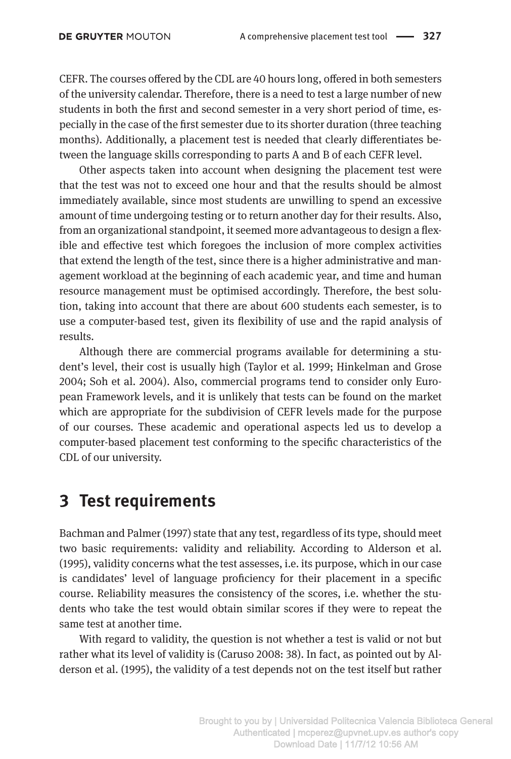CEFR. The courses offered by the CDL are 40 hours long, offered in both semesters of the university calendar. Therefore, there is a need to test a large number of new students in both the first and second semester in a very short period of time, especially in the case of the first semester due to its shorter duration (three teaching months). Additionally, a placement test is needed that clearly differentiates between the language skills corresponding to parts A and B of each CEFR level.

Other aspects taken into account when designing the placement test were that the test was not to exceed one hour and that the results should be almost immediately available, since most students are unwilling to spend an excessive amount of time undergoing testing or to return another day for their results. Also, from an organizational standpoint, it seemed more advantageous to design a flexible and effective test which foregoes the inclusion of more complex activities that extend the length of the test, since there is a higher administrative and management workload at the beginning of each academic year, and time and human resource management must be optimised accordingly. Therefore, the best solution, taking into account that there are about 600 students each semester, is to use a computer-based test, given its flexibility of use and the rapid analysis of results.

Although there are commercial programs available for determining a student's level, their cost is usually high (Taylor et al. 1999; Hinkelman and Grose 2004; Soh et al. 2004). Also, commercial programs tend to consider only European Framework levels, and it is unlikely that tests can be found on the market which are appropriate for the subdivision of CEFR levels made for the purpose of our courses. These academic and operational aspects led us to develop a computer-based placement test conforming to the specific characteristics of the CDL of our university.

## 3 Test requirements

Bachman and Palmer (1997) state that any test, regardless of its type, should meet two basic requirements: validity and reliability. According to Alderson et al. (1995), validity concerns what the test assesses, i.e. its purpose, which in our case is candidates' level of language proficiency for their placement in a specific course. Reliability measures the consistency of the scores, i.e. whether the students who take the test would obtain similar scores if they were to repeat the same test at another time.

With regard to validity, the question is not whether a test is valid or not but rather what its level of validity is (Caruso 2008: 38). In fact, as pointed out by Alderson et al. (1995), the validity of a test depends not on the test itself but rather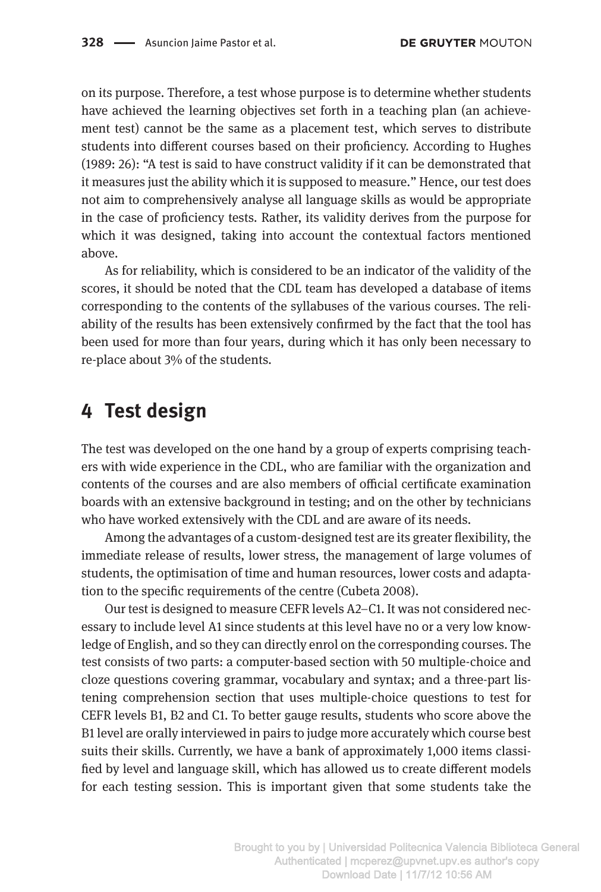on its purpose. Therefore, a test whose purpose is to determine whether students have achieved the learning objectives set forth in a teaching plan (an achievement test) cannot be the same as a placement test, which serves to distribute students into different courses based on their proficiency. According to Hughes (1989: 26): "A test is said to have construct validity if it can be demonstrated that it measures just the ability which it is supposed to measure." Hence, our test does not aim to comprehensively analyse all language skills as would be appropriate in the case of proficiency tests. Rather, its validity derives from the purpose for which it was designed, taking into account the contextual factors mentioned above.

As for reliability, which is considered to be an indicator of the validity of the scores, it should be noted that the CDL team has developed a database of items corresponding to the contents of the syllabuses of the various courses. The reliability of the results has been extensively confirmed by the fact that the tool has been used for more than four years, during which it has only been necessary to re-place about 3% of the students.

# 4 Test design

The test was developed on the one hand by a group of experts comprising teachers with wide experience in the CDL, who are familiar with the organization and contents of the courses and are also members of official certificate examination boards with an extensive background in testing; and on the other by technicians who have worked extensively with the CDL and are aware of its needs.

Among the advantages of a custom-designed test are its greater flexibility, the immediate release of results, lower stress, the management of large volumes of students, the optimisation of time and human resources, lower costs and adaptation to the specific requirements of the centre (Cubeta 2008).

Our test is designed to measure CEFR levels A2–C1. It was not considered necessary to include level A1 since students at this level have no or a very low knowledge of English, and so they can directly enrol on the corresponding courses. The test consists of two parts: a computer-based section with 50 multiple-choice and cloze questions covering grammar, vocabulary and syntax; and a three-part listening comprehension section that uses multiple-choice questions to test for CEFR levels B1, B2 and C1. To better gauge results, students who score above the B1 level are orally interviewed in pairs to judge more accurately which course best suits their skills. Currently, we have a bank of approximately 1,000 items classified by level and language skill, which has allowed us to create different models for each testing session. This is important given that some students take the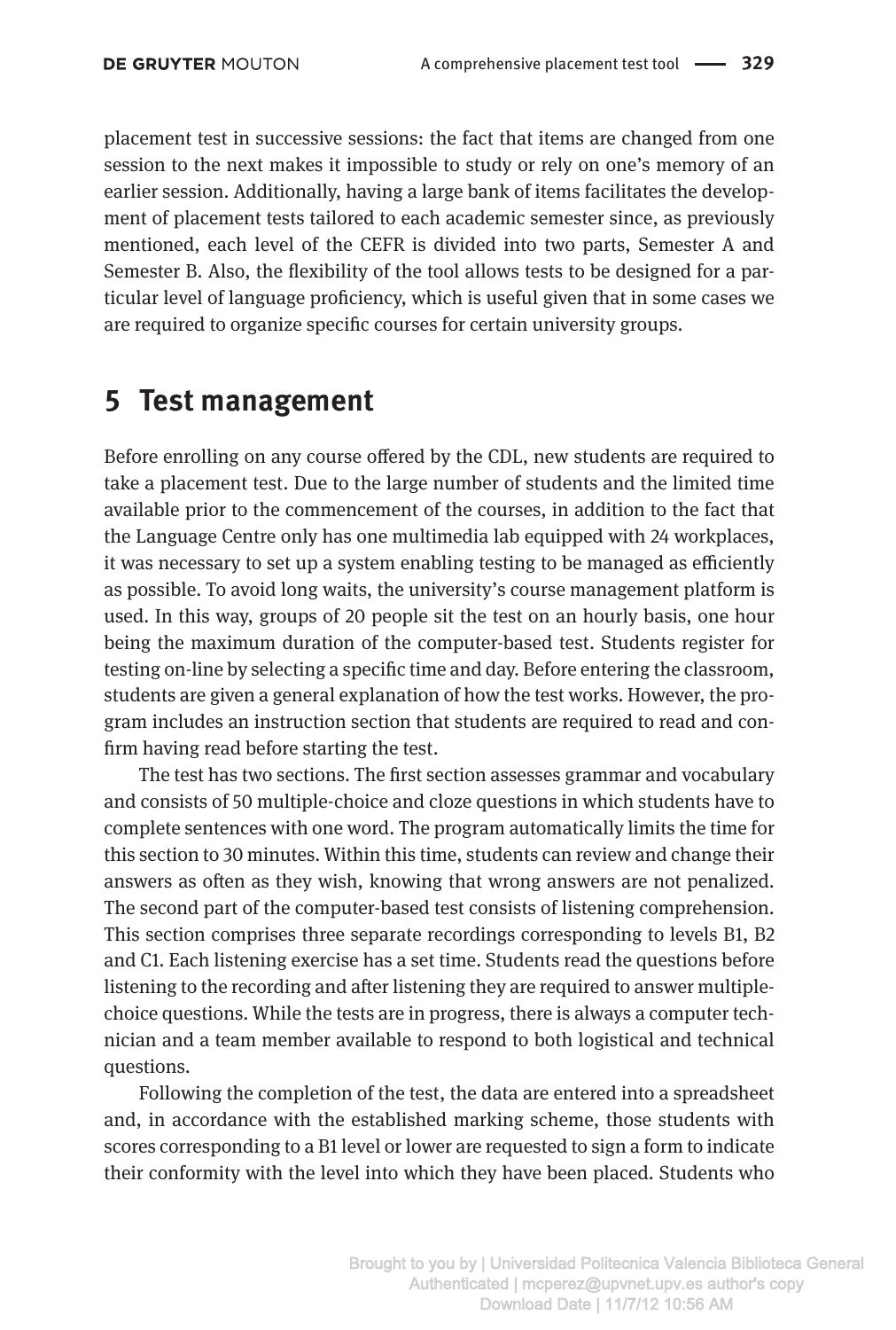placement test in successive sessions: the fact that items are changed from one session to the next makes it impossible to study or rely on one's memory of an earlier session. Additionally, having a large bank of items facilitates the development of placement tests tailored to each academic semester since, as previously mentioned, each level of the CEFR is divided into two parts, Semester A and Semester B. Also, the flexibility of the tool allows tests to be designed for a particular level of language proficiency, which is useful given that in some cases we are required to organize specific courses for certain university groups.

## 5 Test management

Before enrolling on any course offered by the CDL, new students are required to take a placement test. Due to the large number of students and the limited time available prior to the commencement of the courses, in addition to the fact that the Language Centre only has one multimedia lab equipped with 24 workplaces, it was necessary to set up a system enabling testing to be managed as efficiently as possible. To avoid long waits, the university's course management platform is used. In this way, groups of 20 people sit the test on an hourly basis, one hour being the maximum duration of the computer-based test. Students register for testing on-line by selecting a specific time and day. Before entering the classroom, students are given a general explanation of how the test works. However, the program includes an instruction section that students are required to read and confirm having read before starting the test.

The test has two sections. The first section assesses grammar and vocabulary and consists of 50 multiple-choice and cloze questions in which students have to complete sentences with one word. The program automatically limits the time for this section to 30 minutes. Within this time, students can review and change their answers as often as they wish, knowing that wrong answers are not penalized. The second part of the computer-based test consists of listening comprehension. This section comprises three separate recordings corresponding to levels B1, B2 and C1. Each listening exercise has a set time. Students read the questions before listening to the recording and after listening they are required to answer multiple-choice questions. While the tests are in progress, there is always a computer technician and a team member available to respond to both logistical and technical questions.

Following the completion of the test, the data are entered into a spreadsheet and, in accordance with the established marking scheme, those students with scores corresponding to a B1 level or lower are requested to sign a form to indicate their conformity with the level into which they have been placed. Students who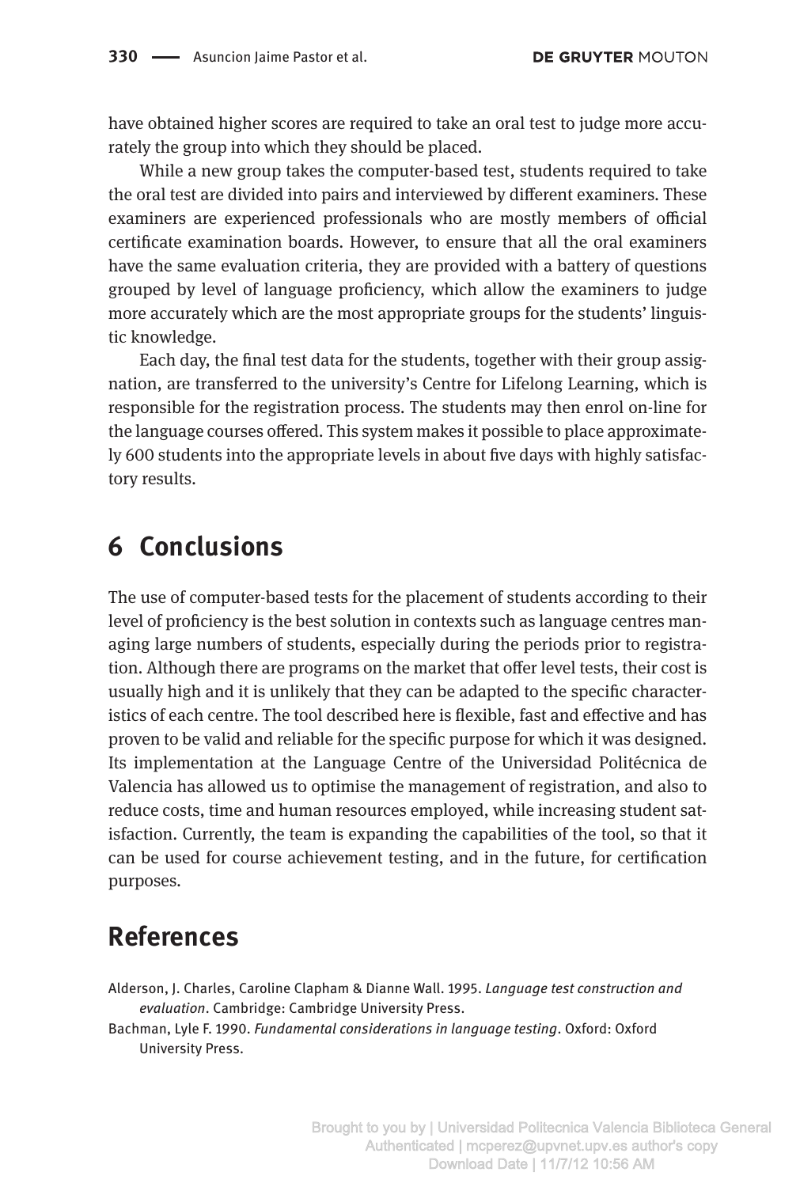have obtained higher scores are required to take an oral test to judge more accurately the group into which they should be placed.

While a new group takes the computer-based test, students required to take the oral test are divided into pairs and interviewed by different examiners. These examiners are experienced professionals who are mostly members of official certificate examination boards. However, to ensure that all the oral examiners have the same evaluation criteria, they are provided with a battery of questions grouped by level of language proficiency, which allow the examiners to judge more accurately which are the most appropriate groups for the students' linguistic knowledge.

Each day, the final test data for the students, together with their group assignation, are transferred to the university's Centre for Lifelong Learning, which is responsible for the registration process. The students may then enrol on-line for the language courses offered. This system makes it possible to place approximately 600 students into the appropriate levels in about five days with highly satisfactory results.

## 6 Conclusions

The use of computer-based tests for the placement of students according to their level of proficiency is the best solution in contexts such as language centres managing large numbers of students, especially during the periods prior to registration. Although there are programs on the market that offer level tests, their cost is usually high and it is unlikely that they can be adapted to the specific characteristics of each centre. The tool described here is flexible, fast and effective and has proven to be valid and reliable for the specific purpose for which it was designed. Its implementation at the Language Centre of the Universidad Politécnica de Valencia has allowed us to optimise the management of registration, and also to reduce costs, time and human resources employed, while increasing student satisfaction. Currently, the team is expanding the capabilities of the tool, so that it can be used for course achievement testing, and in the future, for certification purposes.

## References

Alderson, J. Charles, Caroline Clapham & Dianne Wall. 1995. *Language test construction and evaluation*. Cambridge: Cambridge University Press.

Bachman, Lyle F. 1990. *Fundamental considerations in language testing*. Oxford: Oxford University Press.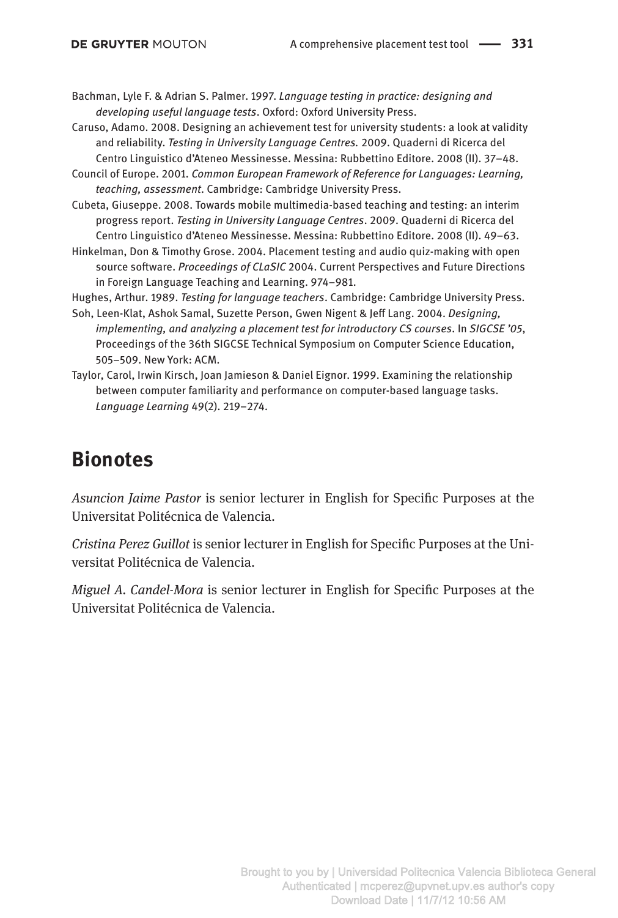Bachman, Lyle F. & Adrian S. Palmer. 1997. *Language testing in practice: designing and developing useful language tests*. Oxford: Oxford University Press.

Caruso, Adamo. 2008. Designing an achievement test for university students: a look at validity and reliability. *Testing in University Language Centres.* 2009. Quaderni di Ricerca del Centro Linguistico d'Ateneo Messinesse. Messina: Rubbettino Editore. 2008 (II). 37–48.

Council of Europe. 2001. *Common European Framework of Reference for Languages: Learning, teaching, assessment*. Cambridge: Cambridge University Press.

Cubeta, Giuseppe. 2008. Towards mobile multimedia-based teaching and testing: an interim progress report. *Testing in University Language Centres*. 2009. Quaderni di Ricerca del Centro Linguistico d'Ateneo Messinesse. Messina: Rubbettino Editore. 2008 (II). 49–63.

Hinkelman, Don & Timothy Grose. 2004. Placement testing and audio quiz-making with open source software. *Proceedings of CLaSIC* 2004. Current Perspectives and Future Directions in Foreign Language Teaching and Learning. 974–981.

Hughes, Arthur. 1989. *Testing for language teachers*. Cambridge: Cambridge University Press.

Soh, Leen-Klat, Ashok Samal, Suzette Person, Gwen Nigent & Jeff Lang. 2004. *Designing, implementing, and analyzing a placement test for introductory CS courses*. In *SIGCSE '05*, Proceedings of the 36th SIGCSE Technical Symposium on Computer Science Education, 505–509. New York: ACM.

Taylor, Carol, Irwin Kirsch, Joan Jamieson & Daniel Eignor. 1999. Examining the relationship between computer familiarity and performance on computer-based language tasks. *Language Learning* 49(2). 219–274.

# Bionotes

*Asuncion Jaime Pastor* is senior lecturer in English for Specific Purposes at the Universitat Politécnica de Valencia.

*Cristina Perez Guillot* is senior lecturer in English for Specific Purposes at the Universitat Politécnica de Valencia.

*Miguel A. Candel-Mora* is senior lecturer in English for Specific Purposes at the Universitat Politécnica de Valencia.